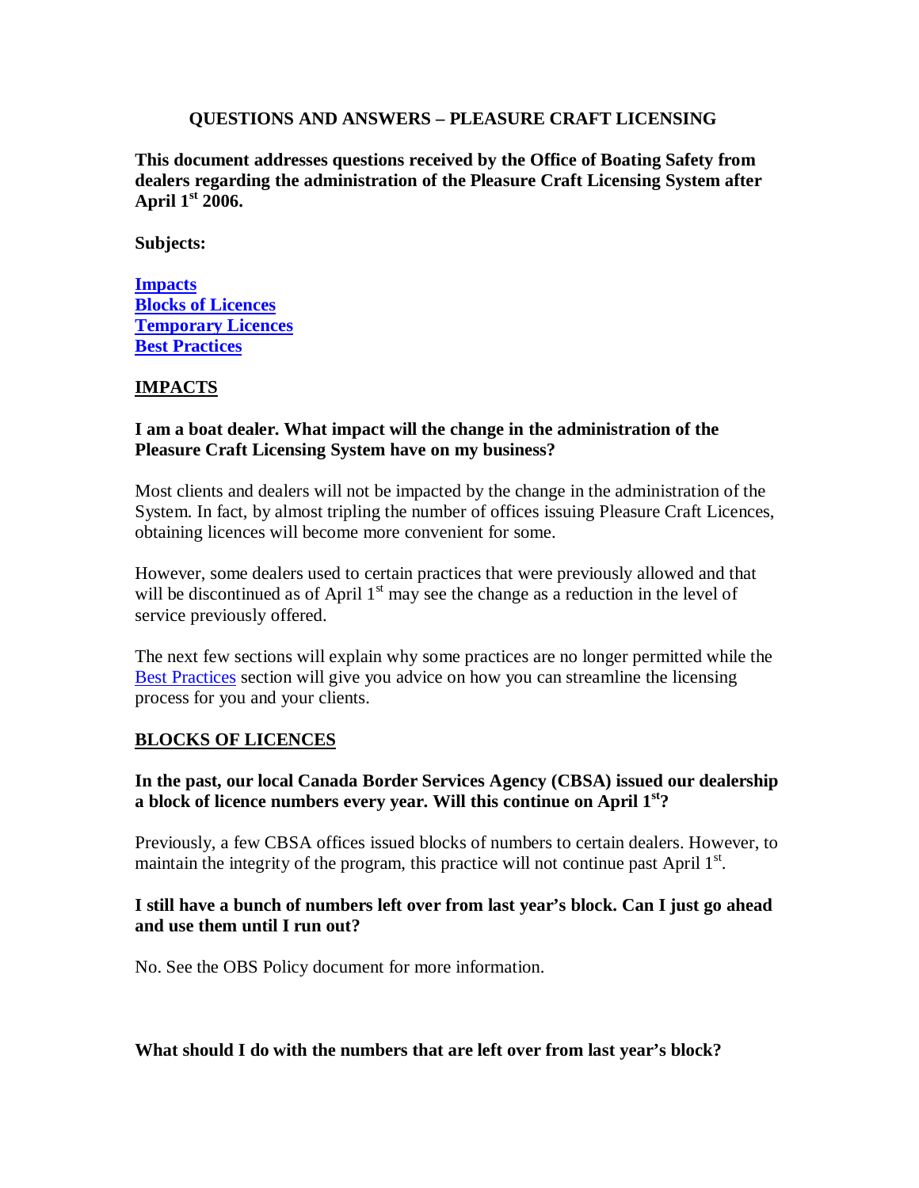# QUESTIONS AND ANSWERS – PLEASURE CRAFT LICENSING

**This document addresses questions received by the Office of Boating Safety from dealers regarding the administration of the Pleasure Craft Licensing System after April 1st 2006.**

**Subjects:**

**[Impacts](#impacts)**
**[Blocks of Licences](#blocks-of-licences)**
**[Temporary Licences](#temporary-licences)**
**[Best Practices](#best-practices)**

## IMPACTS

**I am a boat dealer. What impact will the change in the administration of the Pleasure Craft Licensing System have on my business?**

Most clients and dealers will not be impacted by the change in the administration of the System. In fact, by almost tripling the number of offices issuing Pleasure Craft Licences, obtaining licences will become more convenient for some.

However, some dealers used to certain practices that were previously allowed and that will be discontinued as of April 1st may see the change as a reduction in the level of service previously offered.

The next few sections will explain why some practices are no longer permitted while the [Best Practices](#best-practices) section will give you advice on how you can streamline the licensing process for you and your clients.

## BLOCKS OF LICENCES

**In the past, our local Canada Border Services Agency (CBSA) issued our dealership a block of licence numbers every year. Will this continue on April 1st?**

Previously, a few CBSA offices issued blocks of numbers to certain dealers. However, to maintain the integrity of the program, this practice will not continue past April 1st.

**I still have a bunch of numbers left over from last year's block. Can I just go ahead and use them until I run out?**

No. See the OBS Policy document for more information.

**What should I do with the numbers that are left over from last year's block?**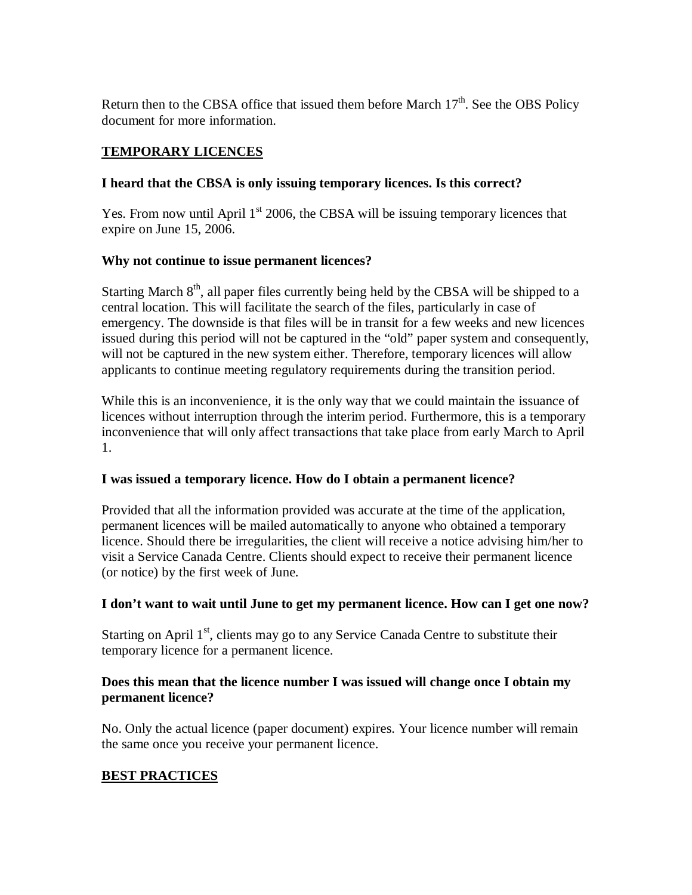Return then to the CBSA office that issued them before March 17th. See the OBS Policy document for more information.

## TEMPORARY LICENCES

**I heard that the CBSA is only issuing temporary licences. Is this correct?**

Yes. From now until April 1st 2006, the CBSA will be issuing temporary licences that expire on June 15, 2006.

**Why not continue to issue permanent licences?**

Starting March 8th, all paper files currently being held by the CBSA will be shipped to a central location. This will facilitate the search of the files, particularly in case of emergency. The downside is that files will be in transit for a few weeks and new licences issued during this period will not be captured in the "old" paper system and consequently, will not be captured in the new system either. Therefore, temporary licences will allow applicants to continue meeting regulatory requirements during the transition period.

While this is an inconvenience, it is the only way that we could maintain the issuance of licences without interruption through the interim period. Furthermore, this is a temporary inconvenience that will only affect transactions that take place from early March to April 1.

**I was issued a temporary licence. How do I obtain a permanent licence?**

Provided that all the information provided was accurate at the time of the application, permanent licences will be mailed automatically to anyone who obtained a temporary licence. Should there be irregularities, the client will receive a notice advising him/her to visit a Service Canada Centre. Clients should expect to receive their permanent licence (or notice) by the first week of June.

**I don't want to wait until June to get my permanent licence. How can I get one now?**

Starting on April 1st, clients may go to any Service Canada Centre to substitute their temporary licence for a permanent licence.

**Does this mean that the licence number I was issued will change once I obtain my permanent licence?**

No. Only the actual licence (paper document) expires. Your licence number will remain the same once you receive your permanent licence.

## BEST PRACTICES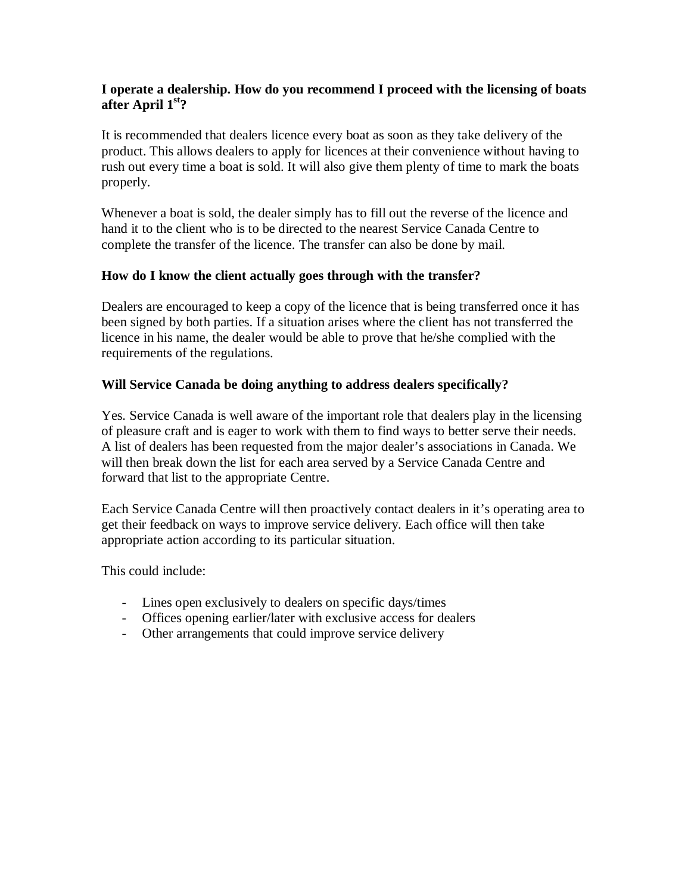**I operate a dealership. How do you recommend I proceed with the licensing of boats after April 1st?**

It is recommended that dealers licence every boat as soon as they take delivery of the product. This allows dealers to apply for licences at their convenience without having to rush out every time a boat is sold. It will also give them plenty of time to mark the boats properly.

Whenever a boat is sold, the dealer simply has to fill out the reverse of the licence and hand it to the client who is to be directed to the nearest Service Canada Centre to complete the transfer of the licence. The transfer can also be done by mail.

**How do I know the client actually goes through with the transfer?**

Dealers are encouraged to keep a copy of the licence that is being transferred once it has been signed by both parties. If a situation arises where the client has not transferred the licence in his name, the dealer would be able to prove that he/she complied with the requirements of the regulations.

**Will Service Canada be doing anything to address dealers specifically?**

Yes. Service Canada is well aware of the important role that dealers play in the licensing of pleasure craft and is eager to work with them to find ways to better serve their needs. A list of dealers has been requested from the major dealer's associations in Canada. We will then break down the list for each area served by a Service Canada Centre and forward that list to the appropriate Centre.

Each Service Canada Centre will then proactively contact dealers in it's operating area to get their feedback on ways to improve service delivery. Each office will then take appropriate action according to its particular situation.

This could include:

- Lines open exclusively to dealers on specific days/times
- Offices opening earlier/later with exclusive access for dealers
- Other arrangements that could improve service delivery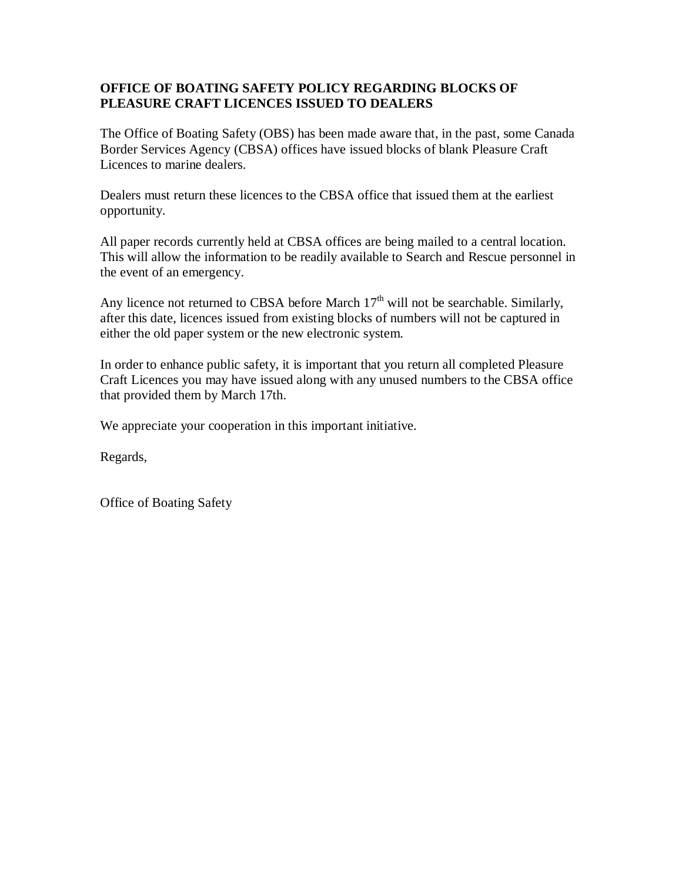## OFFICE OF BOATING SAFETY POLICY REGARDING BLOCKS OF PLEASURE CRAFT LICENCES ISSUED TO DEALERS

The Office of Boating Safety (OBS) has been made aware that, in the past, some Canada Border Services Agency (CBSA) offices have issued blocks of blank Pleasure Craft Licences to marine dealers.

Dealers must return these licences to the CBSA office that issued them at the earliest opportunity.

All paper records currently held at CBSA offices are being mailed to a central location. This will allow the information to be readily available to Search and Rescue personnel in the event of an emergency.

Any licence not returned to CBSA before March 17th will not be searchable. Similarly, after this date, licences issued from existing blocks of numbers will not be captured in either the old paper system or the new electronic system.

In order to enhance public safety, it is important that you return all completed Pleasure Craft Licences you may have issued along with any unused numbers to the CBSA office that provided them by March 17th.

We appreciate your cooperation in this important initiative.

Regards,

Office of Boating Safety